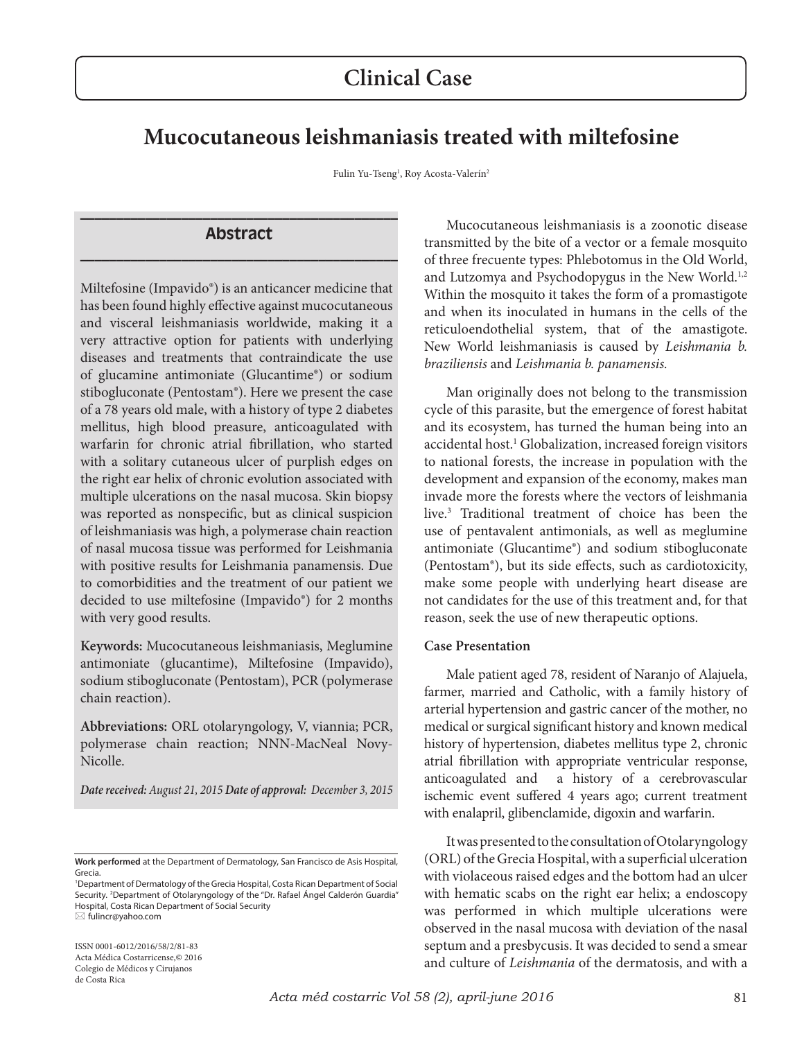# Clinical Case

# Mucocutaneous leishmaniasis treated with miltefosine

Fulin Yu-Tseng[1], Roy Acosta-Valerín[2]

## Abstract

Miltefosine (Impavido®) is an anticancer medicine that has been found highly effective against mucocutaneous and visceral leishmaniasis worldwide, making it a very attractive option for patients with underlying diseases and treatments that contraindicate the use of glucamine antimoniate (Glucantime®) or sodium stibogluconate (Pentostam®). Here we present the case of a 78 years old male, with a history of type 2 diabetes mellitus, high blood preasure, anticoagulated with warfarin for chronic atrial fibrillation, who started with a solitary cutaneous ulcer of purplish edges on the right ear helix of chronic evolution associated with multiple ulcerations on the nasal mucosa. Skin biopsy was reported as nonspecific, but as clinical suspicion of leishmaniasis was high, a polymerase chain reaction of nasal mucosa tissue was performed for Leishmania with positive results for Leishmania panamensis. Due to comorbidities and the treatment of our patient we decided to use miltefosine (Impavido®) for 2 months with very good results.

**Keywords:** Mucocutaneous leishmaniasis, Meglumine antimoniate (glucantime), Miltefosine (Impavido), sodium stibogluconate (Pentostam), PCR (polymerase chain reaction).

**Abbreviations:** ORL otolaryngology, V, viannia; PCR, polymerase chain reaction; NNN-MacNeal Novy-Nicolle.

***Date received:*** *August 21, 2015* ***Date of approval:*** *December 3, 2015*

**Work performed** at the Department of Dermatology, San Francisco de Asis Hospital, Grecia.
[1]Department of Dermatology of the Grecia Hospital, Costa Rican Department of Social Security. [2]Department of Otolaryngology of the "Dr. Rafael Ángel Calderón Guardia" Hospital, Costa Rican Department of Social Security
✉ fulincr@yahoo.com

ISSN 0001-6012/2016/58/2/81-83
Acta Médica Costarricense,© 2016
Colegio de Médicos y Cirujanos de Costa Rica

Mucocutaneous leishmaniasis is a zoonotic disease transmitted by the bite of a vector or a female mosquito of three frecuente types: Phlebotomus in the Old World, and Lutzomya and Psychodopygus in the New World.[1,2] Within the mosquito it takes the form of a promastigote and when its inoculated in humans in the cells of the reticuloendothelial system, that of the amastigote. New World leishmaniasis is caused by *Leishmania b. braziliensis* and *Leishmania b. panamensis.*

Man originally does not belong to the transmission cycle of this parasite, but the emergence of forest habitat and its ecosystem, has turned the human being into an accidental host.[1] Globalization, increased foreign visitors to national forests, the increase in population with the development and expansion of the economy, makes man invade more the forests where the vectors of leishmania live.[3] Traditional treatment of choice has been the use of pentavalent antimonials, as well as meglumine antimoniate (Glucantime®) and sodium stibogluconate (Pentostam®), but its side effects, such as cardiotoxicity, make some people with underlying heart disease are not candidates for the use of this treatment and, for that reason, seek the use of new therapeutic options.

### Case Presentation

Male patient aged 78, resident of Naranjo of Alajuela, farmer, married and Catholic, with a family history of arterial hypertension and gastric cancer of the mother, no medical or surgical significant history and known medical history of hypertension, diabetes mellitus type 2, chronic atrial fibrillation with appropriate ventricular response, anticoagulated and a history of a cerebrovascular ischemic event suffered 4 years ago; current treatment with enalapril, glibenclamide, digoxin and warfarin.

It was presented to the consultation of Otolaryngology (ORL) of the Grecia Hospital, with a superficial ulceration with violaceous raised edges and the bottom had an ulcer with hematic scabs on the right ear helix; a endoscopy was performed in which multiple ulcerations were observed in the nasal mucosa with deviation of the nasal septum and a presbycusis. It was decided to send a smear and culture of *Leishmania* of the dermatosis, and with a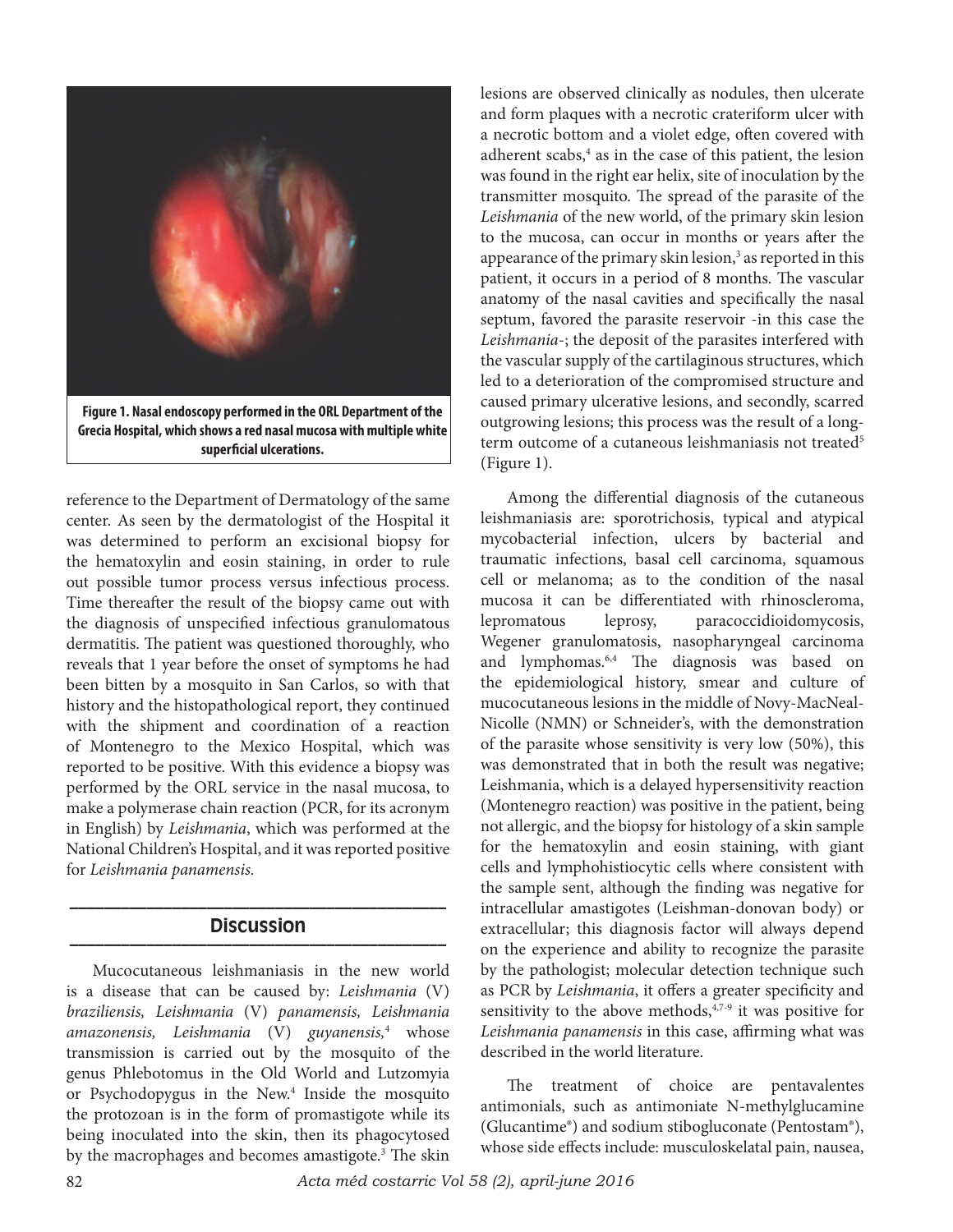Figure 1. Nasal endoscopy performed in the ORL Department of the Grecia Hospital, which shows a red nasal mucosa with multiple white superficial ulcerations.

reference to the Department of Dermatology of the same center. As seen by the dermatologist of the Hospital it was determined to perform an excisional biopsy for the hematoxylin and eosin staining, in order to rule out possible tumor process versus infectious process. Time thereafter the result of the biopsy came out with the diagnosis of unspecified infectious granulomatous dermatitis. The patient was questioned thoroughly, who reveals that 1 year before the onset of symptoms he had been bitten by a mosquito in San Carlos, so with that history and the histopathological report, they continued with the shipment and coordination of a reaction of Montenegro to the Mexico Hospital, which was reported to be positive. With this evidence a biopsy was performed by the ORL service in the nasal mucosa, to make a polymerase chain reaction (PCR, for its acronym in English) by *Leishmania*, which was performed at the National Children's Hospital, and it was reported positive for *Leishmania panamensis.*

## Discussion

Mucocutaneous leishmaniasis in the new world is a disease that can be caused by: *Leishmania* (V) *braziliensis, Leishmania* (V) *panamensis, Leishmania amazonensis, Leishmania* (V) *guyanensis,*[4] whose transmission is carried out by the mosquito of the genus Phlebotomus in the Old World and Lutzomyia or Psychodopygus in the New.[4] Inside the mosquito the protozoan is in the form of promastigote while its being inoculated into the skin, then its phagocytosed by the macrophages and becomes amastigote.[3] The skin lesions are observed clinically as nodules, then ulcerate and form plaques with a necrotic crateriform ulcer with a necrotic bottom and a violet edge, often covered with adherent scabs,[4] as in the case of this patient, the lesion was found in the right ear helix, site of inoculation by the transmitter mosquito. The spread of the parasite of the *Leishmania* of the new world, of the primary skin lesion to the mucosa, can occur in months or years after the appearance of the primary skin lesion,[3] as reported in this patient, it occurs in a period of 8 months. The vascular anatomy of the nasal cavities and specifically the nasal septum, favored the parasite reservoir -in this case the *Leishmania*-; the deposit of the parasites interfered with the vascular supply of the cartilaginous structures, which led to a deterioration of the compromised structure and caused primary ulcerative lesions, and secondly, scarred outgrowing lesions; this process was the result of a long-term outcome of a cutaneous leishmaniasis not treated[5] (Figure 1).

Among the differential diagnosis of the cutaneous leishmaniasis are: sporotrichosis, typical and atypical mycobacterial infection, ulcers by bacterial and traumatic infections, basal cell carcinoma, squamous cell or melanoma; as to the condition of the nasal mucosa it can be differentiated with rhinoscleroma, lepromatous leprosy, paracoccidioidomycosis, Wegener granulomatosis, nasopharyngeal carcinoma and lymphomas.[6,4] The diagnosis was based on the epidemiological history, smear and culture of mucocutaneous lesions in the middle of Novy-MacNeal-Nicolle (NMN) or Schneider's, with the demonstration of the parasite whose sensitivity is very low (50%), this was demonstrated that in both the result was negative; Leishmania, which is a delayed hypersensitivity reaction (Montenegro reaction) was positive in the patient, being not allergic, and the biopsy for histology of a skin sample for the hematoxylin and eosin staining, with giant cells and lymphohistiocytic cells where consistent with the sample sent, although the finding was negative for intracellular amastigotes (Leishman-donovan body) or extracellular; this diagnosis factor will always depend on the experience and ability to recognize the parasite by the pathologist; molecular detection technique such as PCR by *Leishmania*, it offers a greater specificity and sensitivity to the above methods,[4,7-9] it was positive for *Leishmania panamensis* in this case, affirming what was described in the world literature.

The treatment of choice are pentavalentes antimonials, such as antimoniate N-methylglucamine (Glucantime®) and sodium stibogluconate (Pentostam®), whose side effects include: musculoskelatal pain, nausea,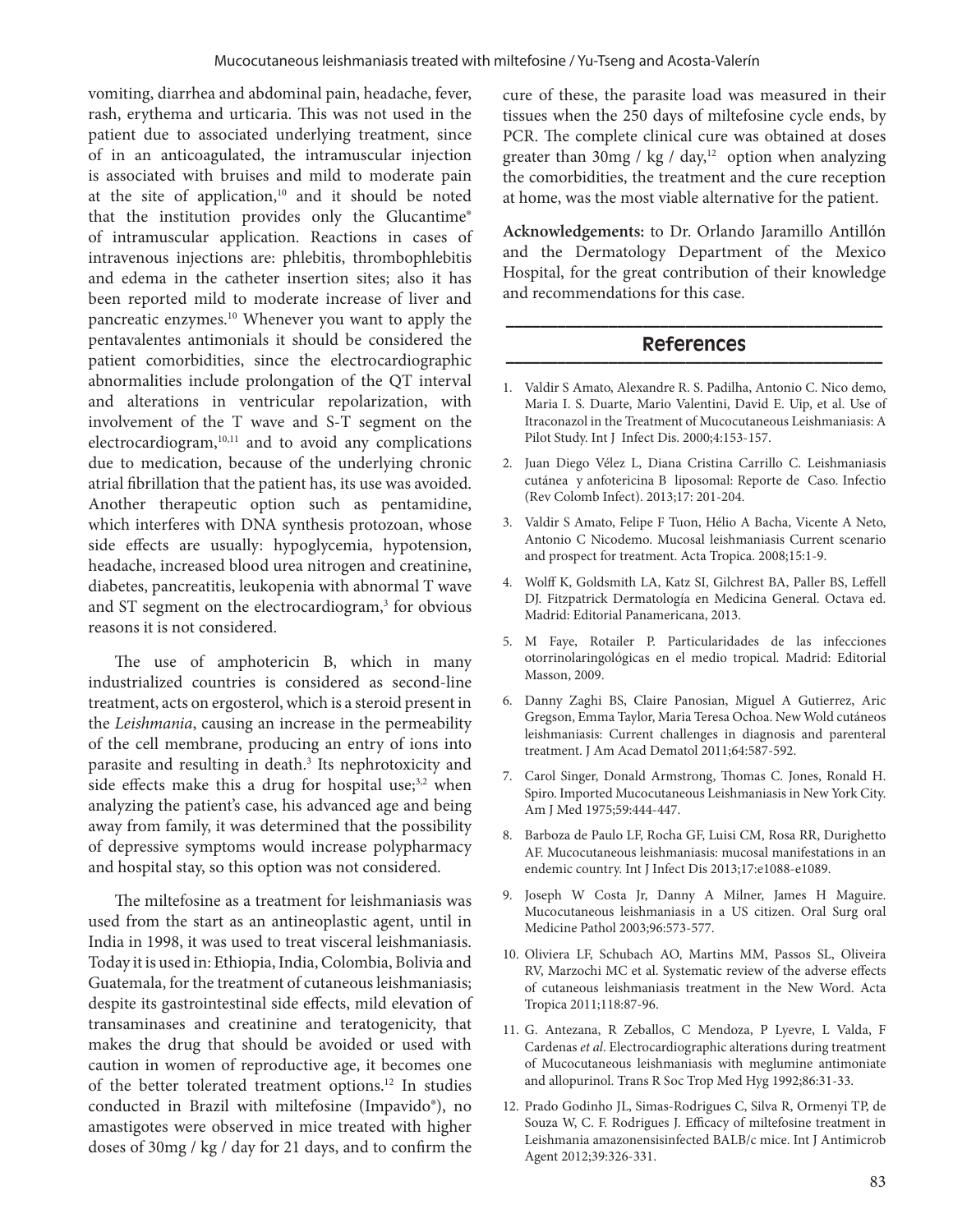vomiting, diarrhea and abdominal pain, headache, fever, rash, erythema and urticaria. This was not used in the patient due to associated underlying treatment, since of in an anticoagulated, the intramuscular injection is associated with bruises and mild to moderate pain at the site of application,[10] and it should be noted that the institution provides only the Glucantime® of intramuscular application. Reactions in cases of intravenous injections are: phlebitis, thrombophlebitis and edema in the catheter insertion sites; also it has been reported mild to moderate increase of liver and pancreatic enzymes.[10] Whenever you want to apply the pentavalentes antimonials it should be considered the patient comorbidities, since the electrocardiographic abnormalities include prolongation of the QT interval and alterations in ventricular repolarization, with involvement of the T wave and S-T segment on the electrocardiogram,[10,11] and to avoid any complications due to medication, because of the underlying chronic atrial fibrillation that the patient has, its use was avoided. Another therapeutic option such as pentamidine, which interferes with DNA synthesis protozoan, whose side effects are usually: hypoglycemia, hypotension, headache, increased blood urea nitrogen and creatinine, diabetes, pancreatitis, leukopenia with abnormal T wave and ST segment on the electrocardiogram,[3] for obvious reasons it is not considered.

The use of amphotericin B, which in many industrialized countries is considered as second-line treatment, acts on ergosterol, which is a steroid present in the *Leishmania*, causing an increase in the permeability of the cell membrane, producing an entry of ions into parasite and resulting in death.[3] Its nephrotoxicity and side effects make this a drug for hospital use;[3,2] when analyzing the patient's case, his advanced age and being away from family, it was determined that the possibility of depressive symptoms would increase polypharmacy and hospital stay, so this option was not considered.

The miltefosine as a treatment for leishmaniasis was used from the start as an antineoplastic agent, until in India in 1998, it was used to treat visceral leishmaniasis. Today it is used in: Ethiopia, India, Colombia, Bolivia and Guatemala, for the treatment of cutaneous leishmaniasis; despite its gastrointestinal side effects, mild elevation of transaminases and creatinine and teratogenicity, that makes the drug that should be avoided or used with caution in women of reproductive age, it becomes one of the better tolerated treatment options.[12] In studies conducted in Brazil with miltefosine (Impavido®), no amastigotes were observed in mice treated with higher doses of 30mg / kg / day for 21 days, and to confirm the cure of these, the parasite load was measured in their tissues when the 250 days of miltefosine cycle ends, by PCR. The complete clinical cure was obtained at doses greater than 30mg / kg / day,[12] option when analyzing the comorbidities, the treatment and the cure reception at home, was the most viable alternative for the patient.

**Acknowledgements:** to Dr. Orlando Jaramillo Antillón and the Dermatology Department of the Mexico Hospital, for the great contribution of their knowledge and recommendations for this case.

## References

1. Valdir S Amato, Alexandre R. S. Padilha, Antonio C. Nico demo, Maria I. S. Duarte, Mario Valentini, David E. Uip, et al. Use of Itraconazol in the Treatment of Mucocutaneous Leishmaniasis: A Pilot Study. Int J Infect Dis. 2000;4:153-157.
2. Juan Diego Vélez L, Diana Cristina Carrillo C. Leishmaniasis cutánea y anfotericina B liposomal: Reporte de Caso. Infectio (Rev Colomb Infect). 2013;17: 201-204.
3. Valdir S Amato, Felipe F Tuon, Hélio A Bacha, Vicente A Neto, Antonio C Nicodemo. Mucosal leishmaniasis Current scenario and prospect for treatment. Acta Tropica. 2008;15:1-9.
4. Wolff K, Goldsmith LA, Katz SI, Gilchrest BA, Paller BS, Leffell DJ. Fitzpatrick Dermatología en Medicina General. Octava ed. Madrid: Editorial Panamericana, 2013.
5. M Faye, Rotailer P. Particularidades de las infecciones otorrinolaringológicas en el medio tropical. Madrid: Editorial Masson, 2009.
6. Danny Zaghi BS, Claire Panosian, Miguel A Gutierrez, Aric Gregson, Emma Taylor, Maria Teresa Ochoa. New Wold cutáneos leishmaniasis: Current challenges in diagnosis and parenteral treatment. J Am Acad Dematol 2011;64:587-592.
7. Carol Singer, Donald Armstrong, Thomas C. Jones, Ronald H. Spiro. Imported Mucocutaneous Leishmaniasis in New York City. Am J Med 1975;59:444-447.
8. Barboza de Paulo LF, Rocha GF, Luisi CM, Rosa RR, Durighetto AF. Mucocutaneous leishmaniasis: mucosal manifestations in an endemic country. Int J Infect Dis 2013;17:e1088-e1089.
9. Joseph W Costa Jr, Danny A Milner, James H Maguire. Mucocutaneous leishmaniasis in a US citizen. Oral Surg oral Medicine Pathol 2003;96:573-577.
10. Oliviera LF, Schubach AO, Martins MM, Passos SL, Oliveira RV, Marzochi MC et al. Systematic review of the adverse effects of cutaneous leishmaniasis treatment in the New Word. Acta Tropica 2011;118:87-96.
11. G. Antezana, R Zeballos, C Mendoza, P Lyevre, L Valda, F Cardenas *et al*. Electrocardiographic alterations during treatment of Mucocutaneous leishmaniasis with meglumine antimoniate and allopurinol. Trans R Soc Trop Med Hyg 1992;86:31-33.
12. Prado Godinho JL, Simas-Rodrigues C, Silva R, Ormenyi TP, de Souza W, C. F. Rodrigues J. Efficacy of miltefosine treatment in Leishmania amazonensisinfected BALB/c mice. Int J Antimicrob Agent 2012;39:326-331.